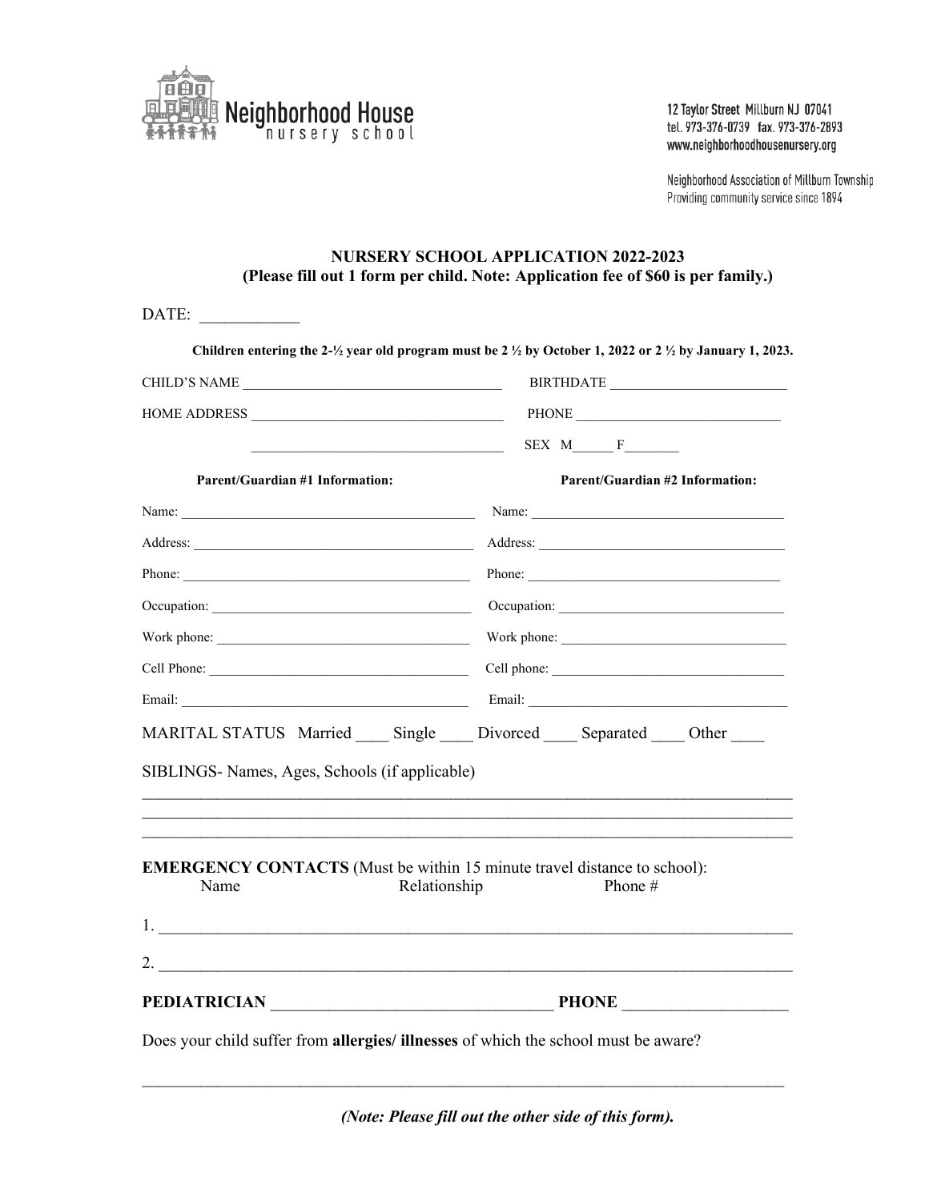Neighborhood House nursery school

12 Taylor Street Millburn NJ 07041
tel. 973-376-0739 fax. 973-376-2893
www.neighborhoodhousenursery.org

Neighborhood Association of Millburn Township
Providing community service since 1894

**NURSERY SCHOOL APPLICATION 2022-2023**
**(Please fill out 1 form per child. Note: Application fee of $60 is per family.)**

DATE: ____________

**Children entering the 2-½ year old program must be 2 ½ by October 1, 2022 or 2 ½ by January 1, 2023.**

CHILD'S NAME ______________________________________ BIRTHDATE _________________________

HOME ADDRESS _____________________________________ PHONE ______________________________

_____________________________________ SEX M______ F________

| **Parent/Guardian #1 Information:** | **Parent/Guardian #2 Information:** |
| --- | --- |
| Name: ____________________________________________ | Name: _____________________________________ |
| Address: __________________________________________ | Address: ___________________________________ |
| Phone: ____________________________________________ | Phone: _____________________________________ |
| Occupation: _______________________________________ | Occupation: _________________________________ |
| Work phone: _______________________________________ | Work phone: _________________________________ |
| Cell Phone: _______________________________________ | Cell phone: _________________________________ |
| Email: ____________________________________________ | Email: ______________________________________ |

MARITAL STATUS Married ____ Single ____ Divorced ____ Separated ____ Other ____

SIBLINGS- Names, Ages, Schools (if applicable)

_________________________________________________________________________________
_________________________________________________________________________________
_________________________________________________________________________________

**EMERGENCY CONTACTS** (Must be within 15 minute travel distance to school):

Name Relationship Phone #

1. _______________________________________________________________________________

2. _______________________________________________________________________________

**PEDIATRICIAN** __________________________________ **PHONE** ___________________

Does your child suffer from **allergies/ illnesses** of which the school must be aware?

_________________________________________________________________________________

***(Note: Please fill out the other side of this form).***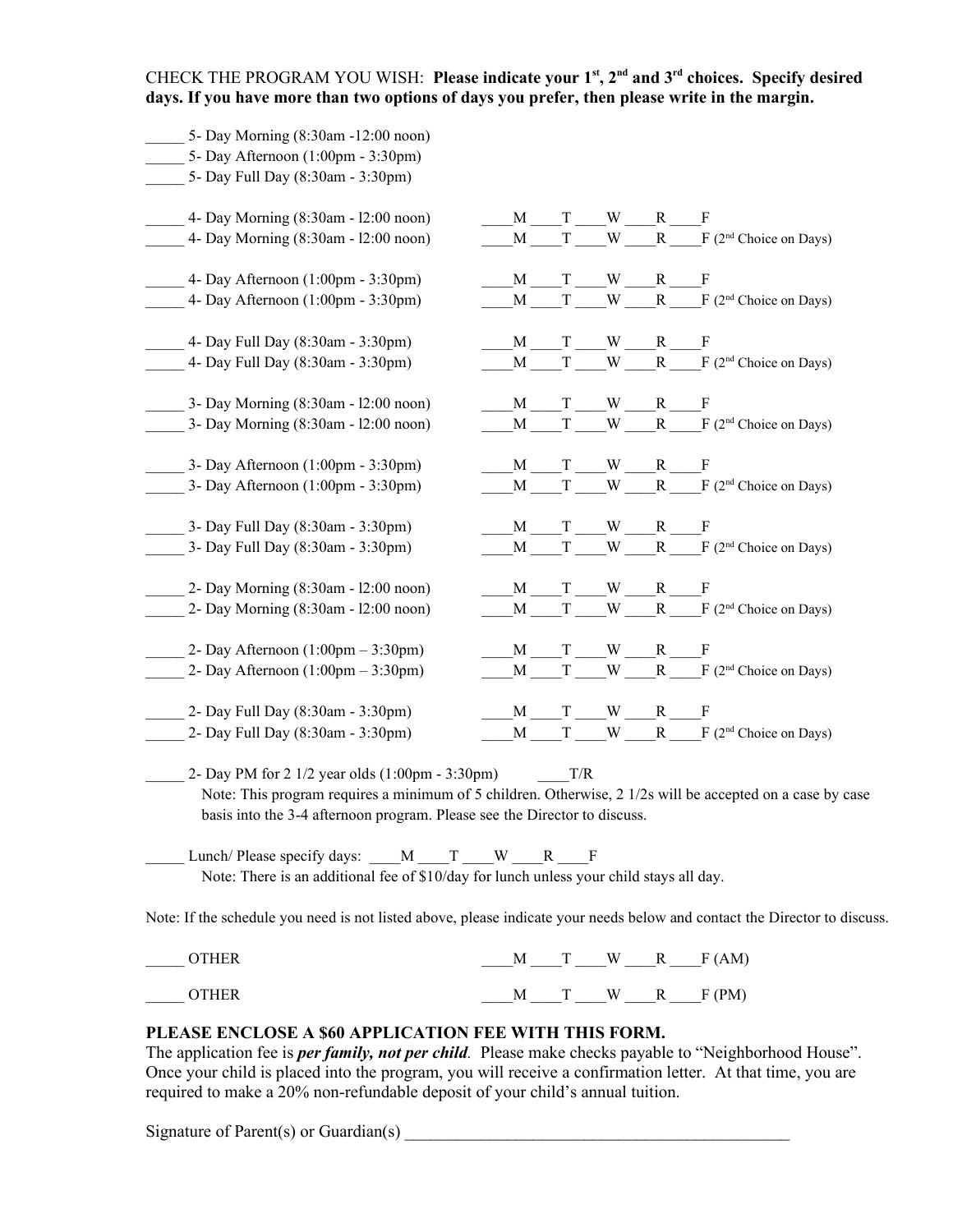CHECK THE PROGRAM YOU WISH: **Please indicate your 1st, 2nd and 3rd choices. Specify desired days. If you have more than two options of days you prefer, then please write in the margin.**

_____ 5- Day Morning (8:30am -12:00 noon)
_____ 5- Day Afternoon (1:00pm - 3:30pm)
_____ 5- Day Full Day (8:30am - 3:30pm)

_____ 4- Day Morning (8:30am - 12:00 noon) ____M ____T ____W ____R ____F
_____ 4- Day Morning (8:30am - 12:00 noon) ____M ____T ____W ____R ____F (2nd Choice on Days)

_____ 4- Day Afternoon (1:00pm - 3:30pm) ____M ____T ____W ____R ____F
_____ 4- Day Afternoon (1:00pm - 3:30pm) ____M ____T ____W ____R ____F (2nd Choice on Days)

_____ 4- Day Full Day (8:30am - 3:30pm) ____M ____T ____W ____R ____F
_____ 4- Day Full Day (8:30am - 3:30pm) ____M ____T ____W ____R ____F (2nd Choice on Days)

_____ 3- Day Morning (8:30am - 12:00 noon) ____M ____T ____W ____R ____F
_____ 3- Day Morning (8:30am - 12:00 noon) ____M ____T ____W ____R ____F (2nd Choice on Days)

_____ 3- Day Afternoon (1:00pm - 3:30pm) ____M ____T ____W ____R ____F
_____ 3- Day Afternoon (1:00pm - 3:30pm) ____M ____T ____W ____R ____F (2nd Choice on Days)

_____ 3- Day Full Day (8:30am - 3:30pm) ____M ____T ____W ____R ____F
_____ 3- Day Full Day (8:30am - 3:30pm) ____M ____T ____W ____R ____F (2nd Choice on Days)

_____ 2- Day Morning (8:30am - 12:00 noon) ____M ____T ____W ____R ____F
_____ 2- Day Morning (8:30am - 12:00 noon) ____M ____T ____W ____R ____F (2nd Choice on Days)

_____ 2- Day Afternoon (1:00pm – 3:30pm) ____M ____T ____W ____R ____F
_____ 2- Day Afternoon (1:00pm – 3:30pm) ____M ____T ____W ____R ____F (2nd Choice on Days)

_____ 2- Day Full Day (8:30am - 3:30pm) ____M ____T ____W ____R ____F
_____ 2- Day Full Day (8:30am - 3:30pm) ____M ____T ____W ____R ____F (2nd Choice on Days)

_____ 2- Day PM for 2 1/2 year olds (1:00pm - 3:30pm) ____T/R

Note: This program requires a minimum of 5 children. Otherwise, 2 1/2s will be accepted on a case by case basis into the 3-4 afternoon program. Please see the Director to discuss.

_____ Lunch/ Please specify days: ____M ____T ____W ____R ____F

Note: There is an additional fee of $10/day for lunch unless your child stays all day.

Note: If the schedule you need is not listed above, please indicate your needs below and contact the Director to discuss.

_____ OTHER ____M ____T ____W ____R ____F (AM)

_____ OTHER ____M ____T ____W ____R ____F (PM)

**PLEASE ENCLOSE A $60 APPLICATION FEE WITH THIS FORM.**

The application fee is ***per family, not per child***. Please make checks payable to "Neighborhood House". Once your child is placed into the program, you will receive a confirmation letter. At that time, you are required to make a 20% non-refundable deposit of your child's annual tuition.

Signature of Parent(s) or Guardian(s) _______________________________________________